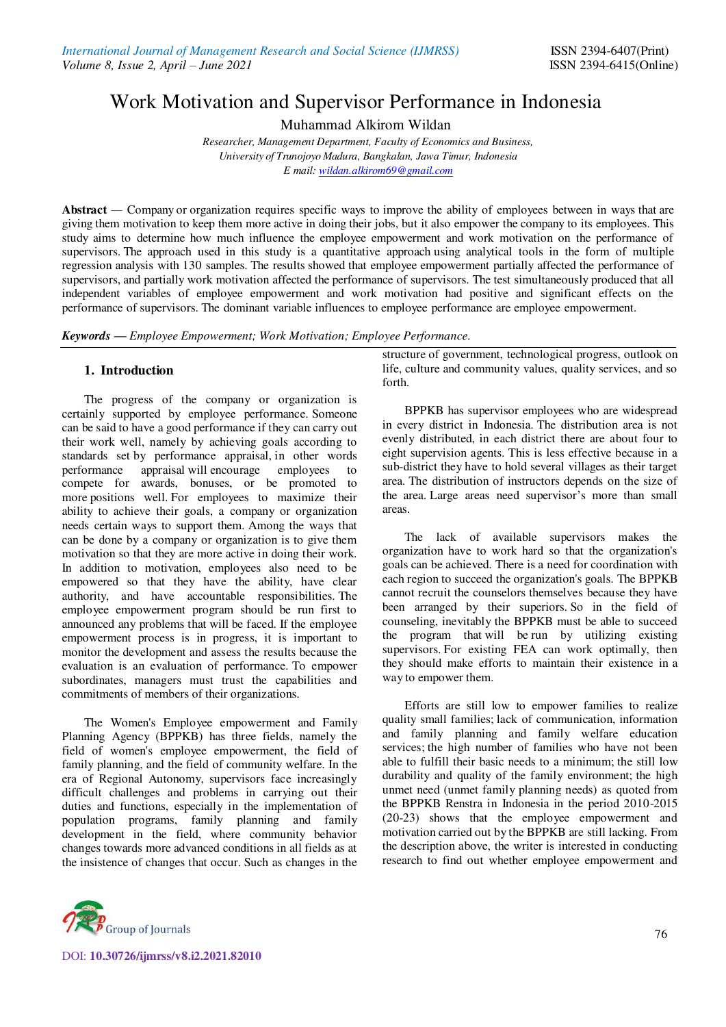// Work Motivation and Supervisor Performance in Indonesia

Muhammad Alkirom Wildan

*Researcher, Management Department, Faculty of Economics and Business,*
*University of Trunojoyo Madura, Bangkalan, Jawa Timur, Indonesia*
*E mail: wildan.alkirom69@gmail.com*

**Abstract** — Company or organization requires specific ways to improve the ability of employees between in ways that are giving them motivation to keep them more active in doing their jobs, but it also empower the company to its employees. This study aims to determine how much influence the employee empowerment and work motivation on the performance of supervisors. The approach used in this study is a quantitative approach using analytical tools in the form of multiple regression analysis with 130 samples. The results showed that employee empowerment partially affected the performance of supervisors, and partially work motivation affected the performance of supervisors. The test simultaneously produced that all independent variables of employee empowerment and work motivation had positive and significant effects on the performance of supervisors. The dominant variable influences to employee performance are employee empowerment.

***Keywords** — Employee Empowerment; Work Motivation; Employee Performance.*

## 1. Introduction

The progress of the company or organization is certainly supported by employee performance. Someone can be said to have a good performance if they can carry out their work well, namely by achieving goals according to standards set by performance appraisal, in other words performance appraisal will encourage employees to compete for awards, bonuses, or be promoted to more positions well. For employees to maximize their ability to achieve their goals, a company or organization needs certain ways to support them. Among the ways that can be done by a company or organization is to give them motivation so that they are more active in doing their work. In addition to motivation, employees also need to be empowered so that they have the ability, have clear authority, and have accountable responsibilities. The employee empowerment program should be run first to announced any problems that will be faced. If the employee empowerment process is in progress, it is important to monitor the development and assess the results because the evaluation is an evaluation of performance. To empower subordinates, managers must trust the capabilities and commitments of members of their organizations.

The Women's Employee empowerment and Family Planning Agency (BPPKB) has three fields, namely the field of women's employee empowerment, the field of family planning, and the field of community welfare. In the era of Regional Autonomy, supervisors face increasingly difficult challenges and problems in carrying out their duties and functions, especially in the implementation of population programs, family planning and family development in the field, where community behavior changes towards more advanced conditions in all fields as at the insistence of changes that occur. Such as changes in the structure of government, technological progress, outlook on life, culture and community values, quality services, and so forth.

BPPKB has supervisor employees who are widespread in every district in Indonesia. The distribution area is not evenly distributed, in each district there are about four to eight supervision agents. This is less effective because in a sub-district they have to hold several villages as their target area. The distribution of instructors depends on the size of the area. Large areas need supervisor's more than small areas.

The lack of available supervisors makes the organization have to work hard so that the organization's goals can be achieved. There is a need for coordination with each region to succeed the organization's goals. The BPPKB cannot recruit the counselors themselves because they have been arranged by their superiors. So in the field of counseling, inevitably the BPPKB must be able to succeed the program that will be run by utilizing existing supervisors. For existing FEA can work optimally, then they should make efforts to maintain their existence in a way to empower them.

Efforts are still low to empower families to realize quality small families; lack of communication, information and family planning and family welfare education services; the high number of families who have not been able to fulfill their basic needs to a minimum; the still low durability and quality of the family environment; the high unmet need (unmet family planning needs) as quoted from the BPPKB Renstra in Indonesia in the period 2010-2015 (20-23) shows that the employee empowerment and motivation carried out by the BPPKB are still lacking. From the description above, the writer is interested in conducting research to find out whether employee empowerment and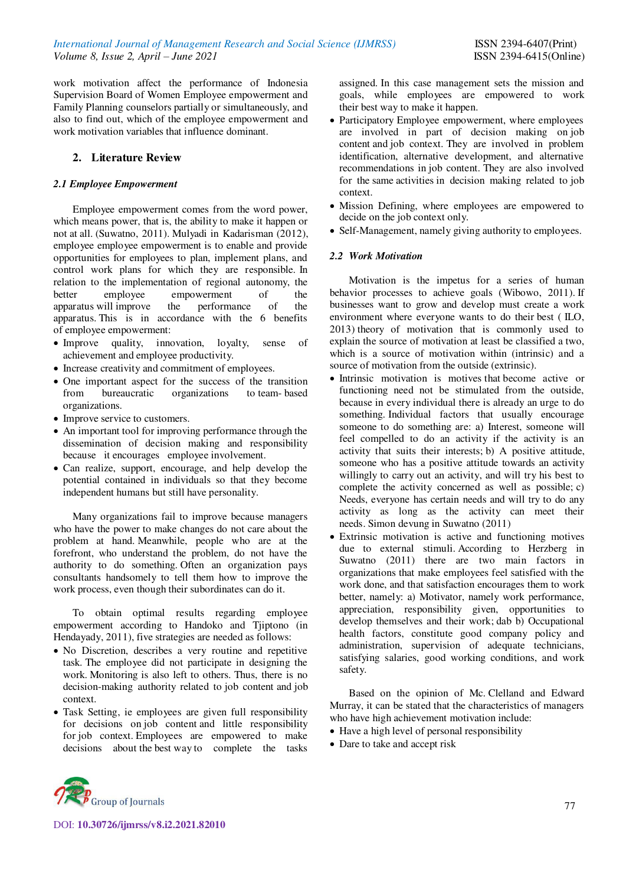work motivation affect the performance of Indonesia Supervision Board of Women Employee empowerment and Family Planning counselors partially or simultaneously, and also to find out, which of the employee empowerment and work motivation variables that influence dominant.

## 2. Literature Review

### 2.1 Employee Empowerment

Employee empowerment comes from the word power, which means power, that is, the ability to make it happen or not at all. (Suwatno, 2011). Mulyadi in Kadarisman (2012), employee employee empowerment is to enable and provide opportunities for employees to plan, implement plans, and control work plans for which they are responsible. In relation to the implementation of regional autonomy, the better employee empowerment of the apparatus will improve the performance of the apparatus. This is in accordance with the 6 benefits of employee empowerment:

- Improve quality, innovation, loyalty, sense of achievement and employee productivity.
- Increase creativity and commitment of employees.
- One important aspect for the success of the transition from bureaucratic organizations to team- based organizations.
- Improve service to customers.
- An important tool for improving performance through the dissemination of decision making and responsibility because it encourages employee involvement.
- Can realize, support, encourage, and help develop the potential contained in individuals so that they become independent humans but still have personality.

Many organizations fail to improve because managers who have the power to make changes do not care about the problem at hand. Meanwhile, people who are at the forefront, who understand the problem, do not have the authority to do something. Often an organization pays consultants handsomely to tell them how to improve the work process, even though their subordinates can do it.

To obtain optimal results regarding employee empowerment according to Handoko and Tjiptono (in Hendayady, 2011), five strategies are needed as follows:

- No Discretion, describes a very routine and repetitive task. The employee did not participate in designing the work. Monitoring is also left to others. Thus, there is no decision-making authority related to job content and job context.
- Task Setting, ie employees are given full responsibility for decisions on job content and little responsibility for job context. Employees are empowered to make decisions about the best way to complete the tasks assigned. In this case management sets the mission and goals, while employees are empowered to work their best way to make it happen.
- Participatory Employee empowerment, where employees are involved in part of decision making on job content and job context. They are involved in problem identification, alternative development, and alternative recommendations in job content. They are also involved for the same activities in decision making related to job context.
- Mission Defining, where employees are empowered to decide on the job context only.
- Self-Management, namely giving authority to employees.

### 2.2 Work Motivation

Motivation is the impetus for a series of human behavior processes to achieve goals (Wibowo, 2011). If businesses want to grow and develop must create a work environment where everyone wants to do their best ( ILO, 2013) theory of motivation that is commonly used to explain the source of motivation at least be classified a two, which is a source of motivation within (intrinsic) and a source of motivation from the outside (extrinsic).

- Intrinsic motivation is motives that become active or functioning need not be stimulated from the outside, because in every individual there is already an urge to do something. Individual factors that usually encourage someone to do something are: a) Interest, someone will feel compelled to do an activity if the activity is an activity that suits their interests; b) A positive attitude, someone who has a positive attitude towards an activity willingly to carry out an activity, and will try his best to complete the activity concerned as well as possible; c) Needs, everyone has certain needs and will try to do any activity as long as the activity can meet their needs. Simon devung in Suwatno (2011)
- Extrinsic motivation is active and functioning motives due to external stimuli. According to Herzberg in Suwatno (2011) there are two main factors in organizations that make employees feel satisfied with the work done, and that satisfaction encourages them to work better, namely: a) Motivator, namely work performance, appreciation, responsibility given, opportunities to develop themselves and their work; dab b) Occupational health factors, constitute good company policy and administration, supervision of adequate technicians, satisfying salaries, good working conditions, and work safety.

Based on the opinion of Mc. Clelland and Edward Murray, it can be stated that the characteristics of managers who have high achievement motivation include:

- Have a high level of personal responsibility
- Dare to take and accept risk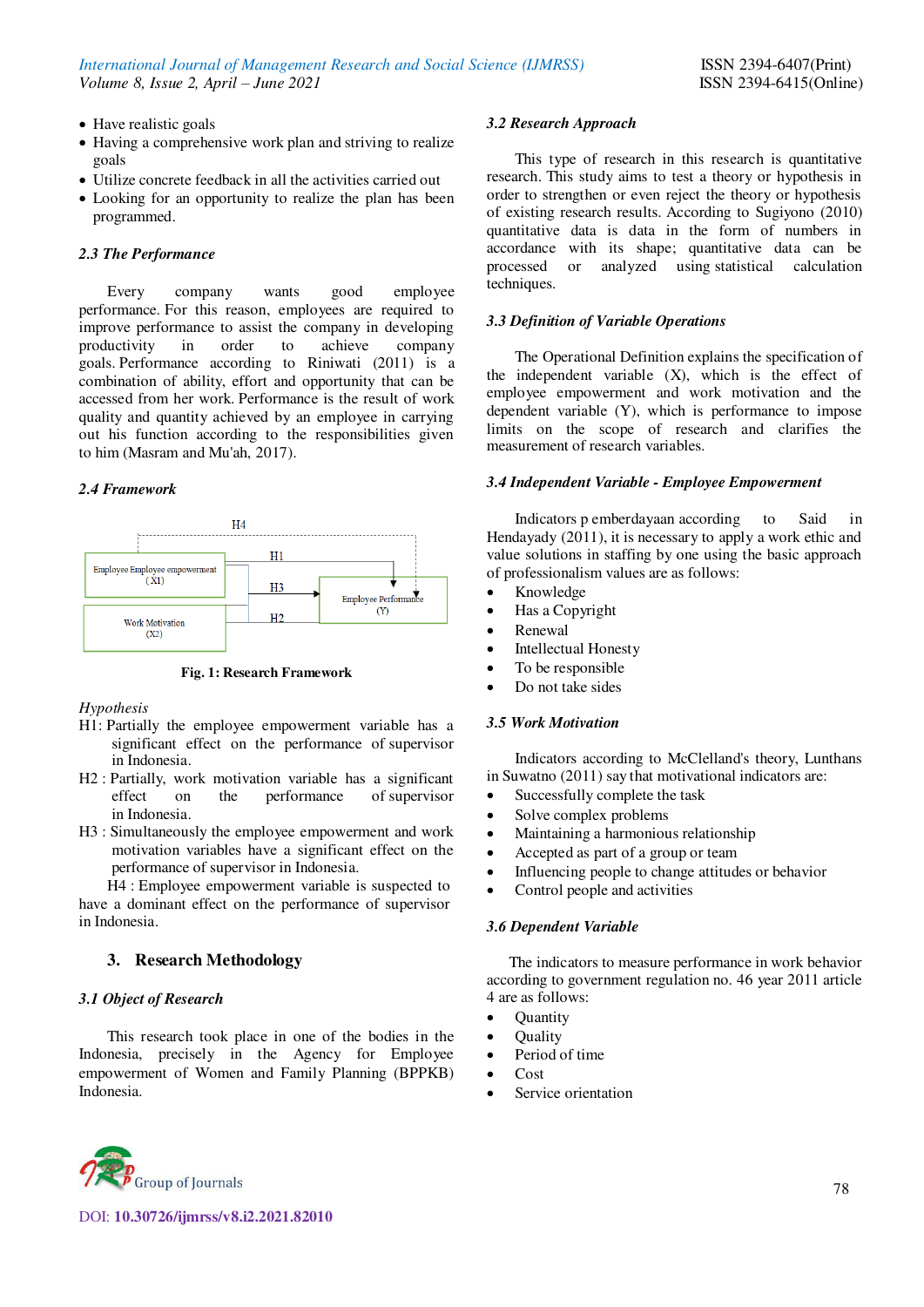- Have realistic goals
- Having a comprehensive work plan and striving to realize goals
- Utilize concrete feedback in all the activities carried out
- Looking for an opportunity to realize the plan has been programmed.

### 2.3 The Performance

Every company wants good employee performance. For this reason, employees are required to improve performance to assist the company in developing productivity in order to achieve company goals. Performance according to Riniwati (2011) is a combination of ability, effort and opportunity that can be accessed from her work. Performance is the result of work quality and quantity achieved by an employee in carrying out his function according to the responsibilities given to him (Masram and Mu'ah, 2017).

### 2.4 Framework

Fig. 1: Research Framework

*Hypothesis*

H1: Partially the employee empowerment variable has a significant effect on the performance of supervisor in Indonesia.

H2 : Partially, work motivation variable has a significant effect on the performance of supervisor in Indonesia.

H3 : Simultaneously the employee empowerment and work motivation variables have a significant effect on the performance of supervisor in Indonesia.

H4 : Employee empowerment variable is suspected to have a dominant effect on the performance of supervisor in Indonesia.

## 3. Research Methodology

### 3.1 Object of Research

This research took place in one of the bodies in the Indonesia, precisely in the Agency for Employee empowerment of Women and Family Planning (BPPKB) Indonesia.

### 3.2 Research Approach

This type of research in this research is quantitative research. This study aims to test a theory or hypothesis in order to strengthen or even reject the theory or hypothesis of existing research results. According to Sugiyono (2010) quantitative data is data in the form of numbers in accordance with its shape; quantitative data can be processed or analyzed using statistical calculation techniques.

### 3.3 Definition of Variable Operations

The Operational Definition explains the specification of the independent variable (X), which is the effect of employee empowerment and work motivation and the dependent variable (Y), which is performance to impose limits on the scope of research and clarifies the measurement of research variables.

### 3.4 Independent Variable - Employee Empowerment

Indicators p emberdayaan according to Said in Hendayady (2011), it is necessary to apply a work ethic and value solutions in staffing by one using the basic approach of professionalism values are as follows:

- Knowledge
- Has a Copyright
- Renewal
- Intellectual Honesty
- To be responsible
- Do not take sides

### 3.5 Work Motivation

Indicators according to McClelland's theory, Lunthans in Suwatno (2011) say that motivational indicators are:

- Successfully complete the task
- Solve complex problems
- Maintaining a harmonious relationship
- Accepted as part of a group or team
- Influencing people to change attitudes or behavior
- Control people and activities

### 3.6 Dependent Variable

The indicators to measure performance in work behavior according to government regulation no. 46 year 2011 article 4 are as follows:

- Quantity
- Quality
- Period of time
- Cost
- Service orientation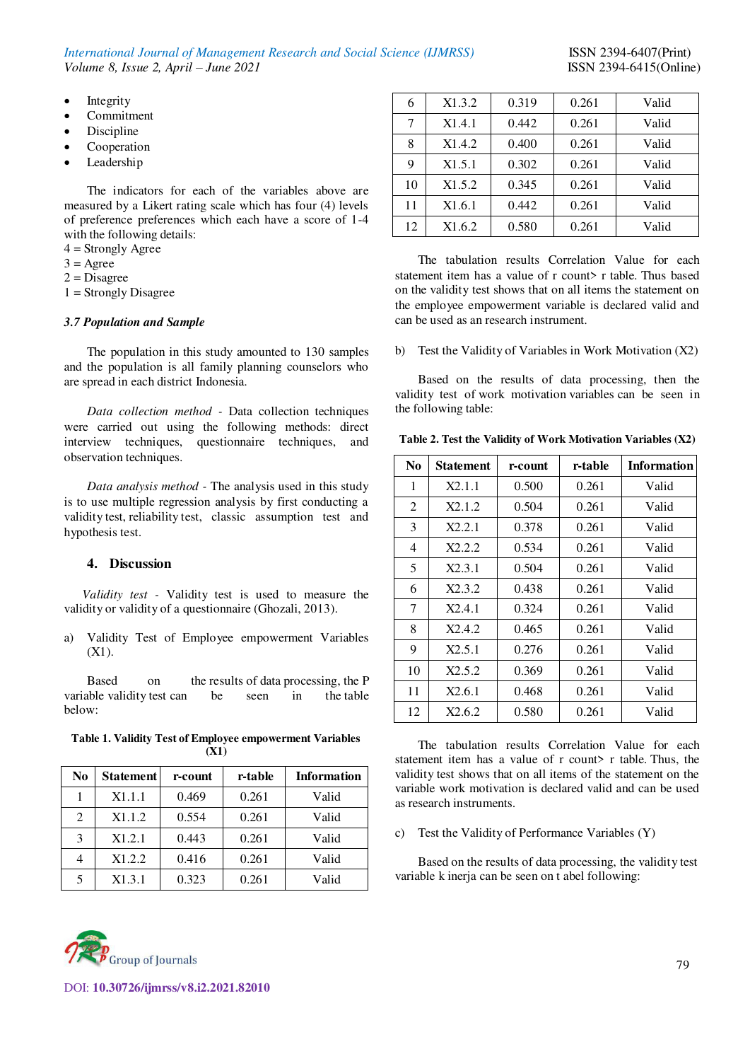- Integrity
- Commitment
- Discipline
- Cooperation
- Leadership

The indicators for each of the variables above are measured by a Likert rating scale which has four (4) levels of preference preferences which each have a score of 1-4 with the following details:
4 = Strongly Agree
3 = Agree
2 = Disagree
1 = Strongly Disagree

### *3.7 Population and Sample*

The population in this study amounted to 130 samples and the population is all family planning counselors who are spread in each district Indonesia.

*Data collection method* - Data collection techniques were carried out using the following methods: direct interview techniques, questionnaire techniques, and observation techniques.

*Data analysis method* - The analysis used in this study is to use multiple regression analysis by first conducting a validity test, reliability test, classic assumption test and hypothesis test.

## 4. Discussion

*Validity test* - Validity test is used to measure the validity or validity of a questionnaire (Ghozali, 2013).

a) Validity Test of Employee empowerment Variables (X1).

Based on the results of data processing, the P variable validity test can be seen in the table below:

**Table 1. Validity Test of Employee empowerment Variables (X1)**

| No | Statement | r-count | r-table | Information |
|---|---|---|---|---|
| 1 | X1.1.1 | 0.469 | 0.261 | Valid |
| 2 | X1.1.2 | 0.554 | 0.261 | Valid |
| 3 | X1.2.1 | 0.443 | 0.261 | Valid |
| 4 | X1.2.2 | 0.416 | 0.261 | Valid |
| 5 | X1.3.1 | 0.323 | 0.261 | Valid |
| 6 | X1.3.2 | 0.319 | 0.261 | Valid |
| 7 | X1.4.1 | 0.442 | 0.261 | Valid |
| 8 | X1.4.2 | 0.400 | 0.261 | Valid |
| 9 | X1.5.1 | 0.302 | 0.261 | Valid |
| 10 | X1.5.2 | 0.345 | 0.261 | Valid |
| 11 | X1.6.1 | 0.442 | 0.261 | Valid |
| 12 | X1.6.2 | 0.580 | 0.261 | Valid |

The tabulation results Correlation Value for each statement item has a value of r count> r table. Thus based on the validity test shows that on all items the statement on the employee empowerment variable is declared valid and can be used as an research instrument.

b) Test the Validity of Variables in Work Motivation (X2)

Based on the results of data processing, then the validity test of work motivation variables can be seen in the following table:

**Table 2. Test the Validity of Work Motivation Variables (X2)**

| No | Statement | r-count | r-table | Information |
|---|---|---|---|---|
| 1 | X2.1.1 | 0.500 | 0.261 | Valid |
| 2 | X2.1.2 | 0.504 | 0.261 | Valid |
| 3 | X2.2.1 | 0.378 | 0.261 | Valid |
| 4 | X2.2.2 | 0.534 | 0.261 | Valid |
| 5 | X2.3.1 | 0.504 | 0.261 | Valid |
| 6 | X2.3.2 | 0.438 | 0.261 | Valid |
| 7 | X2.4.1 | 0.324 | 0.261 | Valid |
| 8 | X2.4.2 | 0.465 | 0.261 | Valid |
| 9 | X2.5.1 | 0.276 | 0.261 | Valid |
| 10 | X2.5.2 | 0.369 | 0.261 | Valid |
| 11 | X2.6.1 | 0.468 | 0.261 | Valid |
| 12 | X2.6.2 | 0.580 | 0.261 | Valid |

The tabulation results Correlation Value for each statement item has a value of r count> r table. Thus, the validity test shows that on all items of the statement on the variable work motivation is declared valid and can be used as research instruments.

c) Test the Validity of Performance Variables (Y)

Based on the results of data processing, the validity test variable k inerja can be seen on t abel following: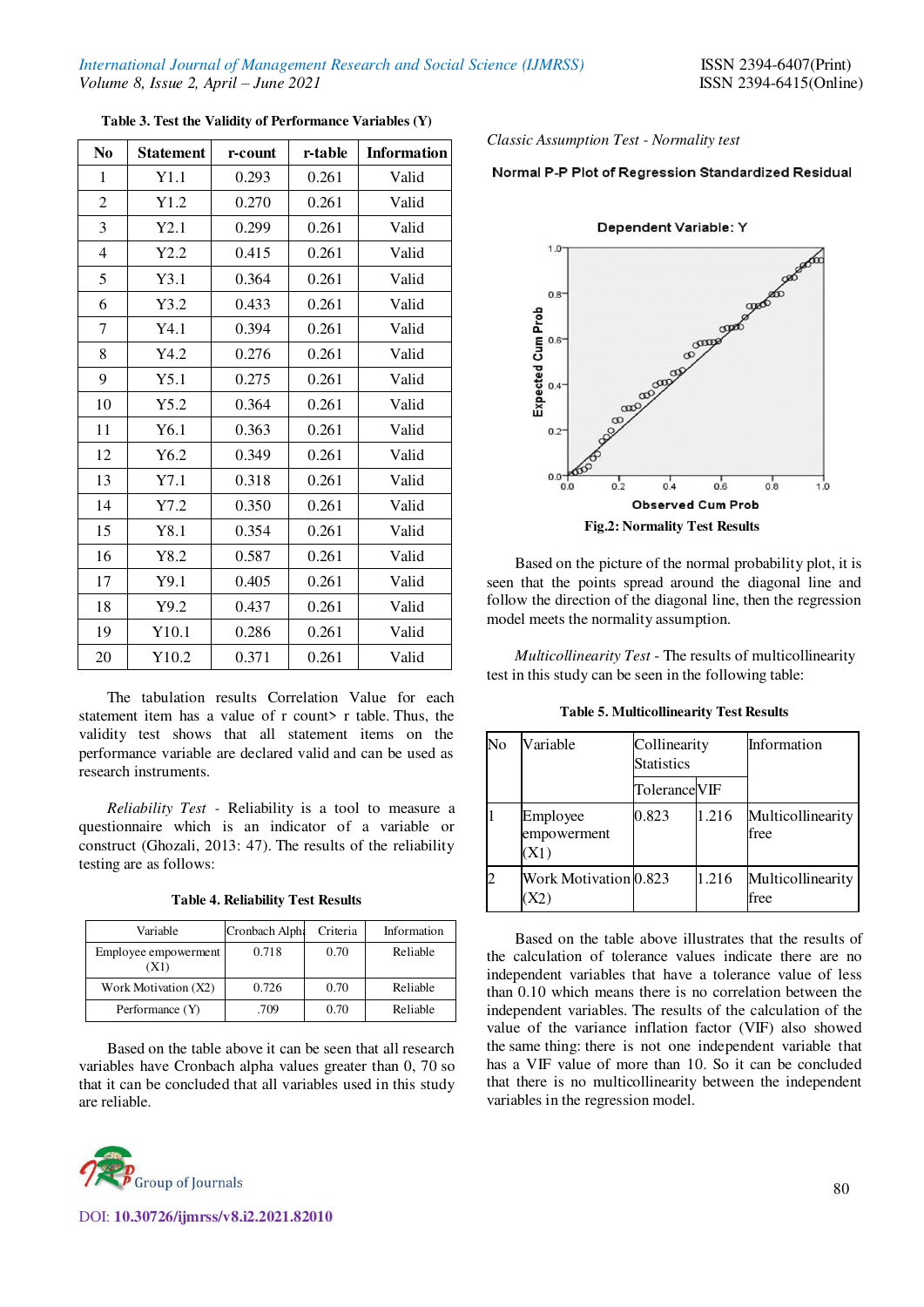**Table 3. Test the Validity of Performance Variables (Y)**

| No | Statement | r-count | r-table | Information |
|---|---|---|---|---|
| 1 | Y1.1 | 0.293 | 0.261 | Valid |
| 2 | Y1.2 | 0.270 | 0.261 | Valid |
| 3 | Y2.1 | 0.299 | 0.261 | Valid |
| 4 | Y2.2 | 0.415 | 0.261 | Valid |
| 5 | Y3.1 | 0.364 | 0.261 | Valid |
| 6 | Y3.2 | 0.433 | 0.261 | Valid |
| 7 | Y4.1 | 0.394 | 0.261 | Valid |
| 8 | Y4.2 | 0.276 | 0.261 | Valid |
| 9 | Y5.1 | 0.275 | 0.261 | Valid |
| 10 | Y5.2 | 0.364 | 0.261 | Valid |
| 11 | Y6.1 | 0.363 | 0.261 | Valid |
| 12 | Y6.2 | 0.349 | 0.261 | Valid |
| 13 | Y7.1 | 0.318 | 0.261 | Valid |
| 14 | Y7.2 | 0.350 | 0.261 | Valid |
| 15 | Y8.1 | 0.354 | 0.261 | Valid |
| 16 | Y8.2 | 0.587 | 0.261 | Valid |
| 17 | Y9.1 | 0.405 | 0.261 | Valid |
| 18 | Y9.2 | 0.437 | 0.261 | Valid |
| 19 | Y10.1 | 0.286 | 0.261 | Valid |
| 20 | Y10.2 | 0.371 | 0.261 | Valid |

The tabulation results Correlation Value for each statement item has a value of r count> r table. Thus, the validity test shows that all statement items on the performance variable are declared valid and can be used as research instruments.

*Reliability Test* - Reliability is a tool to measure a questionnaire which is an indicator of a variable or construct (Ghozali, 2013: 47). The results of the reliability testing are as follows:

**Table 4. Reliability Test Results**

| Variable | Cronbach Alpha | Criteria | Information |
|---|---|---|---|
| Employee empowerment (X1) | 0.718 | 0.70 | Reliable |
| Work Motivation (X2) | 0.726 | 0.70 | Reliable |
| Performance (Y) | .709 | 0.70 | Reliable |

Based on the table above it can be seen that all research variables have Cronbach alpha values greater than 0, 70 so that it can be concluded that all variables used in this study are reliable.

*Classic Assumption Test - Normality test*

**Normal P-P Plot of Regression Standardized Residual**

Dependent Variable: Y

**Fig.2: Normality Test Results**

Based on the picture of the normal probability plot, it is seen that the points spread around the diagonal line and follow the direction of the diagonal line, then the regression model meets the normality assumption.

*Multicollinearity Test* - The results of multicollinearity test in this study can be seen in the following table:

**Table 5. Multicollinearity Test Results**

| No | Variable | Collinearity Statistics | | Information |
|---|---|---|---|---|
| | | Tolerance | VIF | |
| 1 | Employee empowerment (X1) | 0.823 | 1.216 | Multicollinearity free |
| 2 | Work Motivation (X2) | 0.823 | 1.216 | Multicollinearity free |

Based on the table above illustrates that the results of the calculation of tolerance values indicate there are no independent variables that have a tolerance value of less than 0.10 which means there is no correlation between the independent variables. The results of the calculation of the value of the variance inflation factor (VIF) also showed the same thing: there is not one independent variable that has a VIF value of more than 10. So it can be concluded that there is no multicollinearity between the independent variables in the regression model.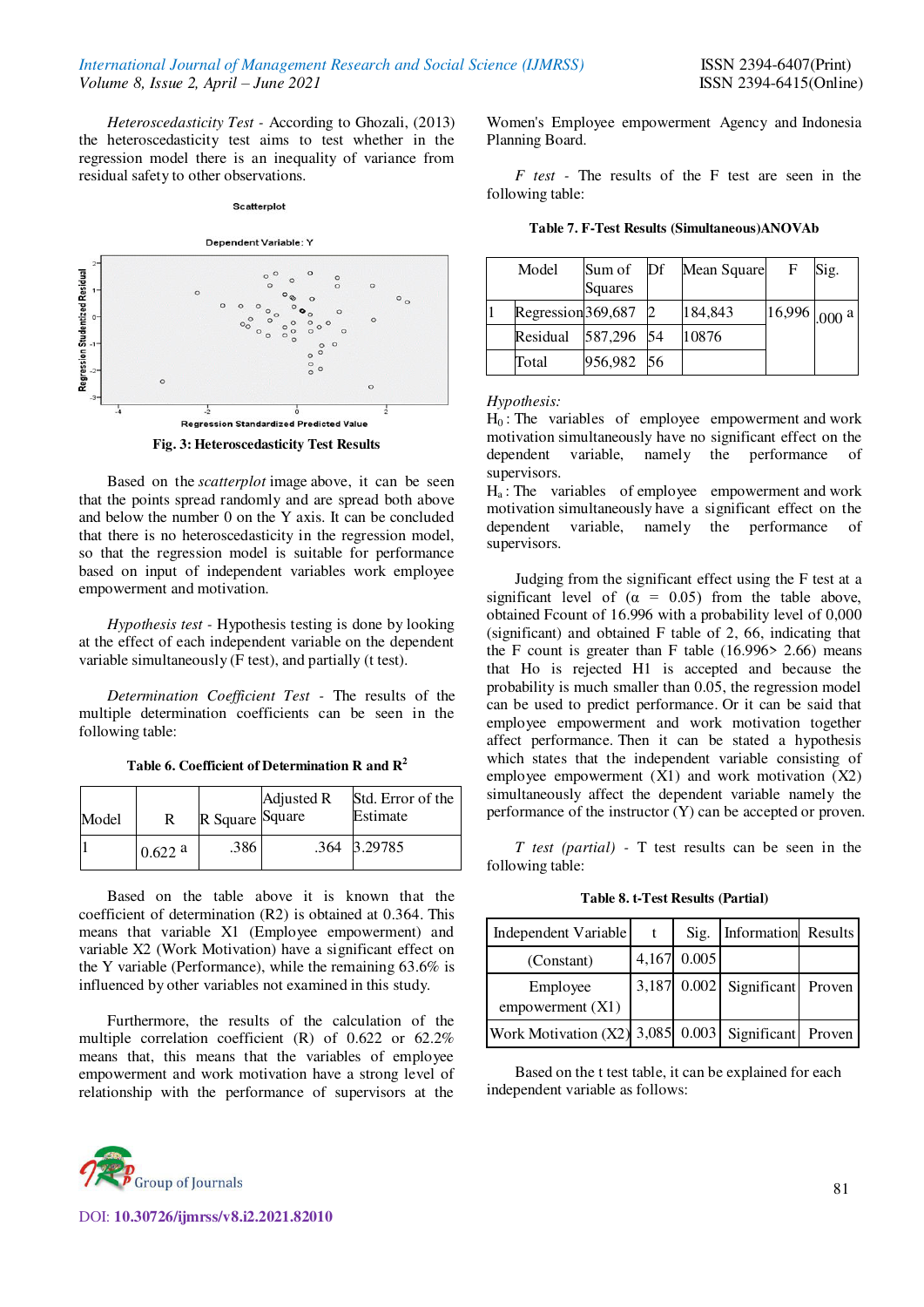*Heteroscedasticity Test* - According to Ghozali, (2013) the heteroscedasticity test aims to test whether in the regression model there is an inequality of variance from residual safety to other observations.

**Fig. 3: Heteroscedasticity Test Results**

Based on the *scatterplot* image above, it can be seen that the points spread randomly and are spread both above and below the number 0 on the Y axis. It can be concluded that there is no heteroscedasticity in the regression model, so that the regression model is suitable for performance based on input of independent variables work employee empowerment and motivation.

*Hypothesis test* - Hypothesis testing is done by looking at the effect of each independent variable on the dependent variable simultaneously (F test), and partially (t test).

*Determination Coefficient Test* - The results of the multiple determination coefficients can be seen in the following table:

**Table 6. Coefficient of Determination R and $R^2$**

| Model | R | R Square | Adjusted R Square | Std. Error of the Estimate |
|---|---|---|---|---|
| 1 | 0.622 a | .386 | .364 | 3.29785 |

Based on the table above it is known that the coefficient of determination (R2) is obtained at 0.364. This means that variable X1 (Employee empowerment) and variable X2 (Work Motivation) have a significant effect on the Y variable (Performance), while the remaining 63.6% is influenced by other variables not examined in this study.

Furthermore, the results of the calculation of the multiple correlation coefficient (R) of 0.622 or 62.2% means that, this means that the variables of employee empowerment and work motivation have a strong level of relationship with the performance of supervisors at the Women's Employee empowerment Agency and Indonesia Planning Board.

*F test* - The results of the F test are seen in the following table:

**Table 7. F-Test Results (Simultaneous)ANOVAb**

| Model | | Sum of Squares | Df | Mean Square | F | Sig. |
|---|---|---|---|---|---|---|
| 1 | Regression | 369,687 | 2 | 184,843 | 16,996 | .000 a |
| | Residual | 587,296 | 54 | 10876 | | |
| | Total | 956,982 | 56 | | | |

*Hypothesis:*

$H_0$ : The variables of employee empowerment and work motivation simultaneously have no significant effect on the dependent variable, namely the performance of supervisors.

$H_a$ : The variables of employee empowerment and work motivation simultaneously have a significant effect on the dependent variable, namely the performance of supervisors.

Judging from the significant effect using the F test at a significant level of (α = 0.05) from the table above, obtained Fcount of 16.996 with a probability level of 0,000 (significant) and obtained F table of 2, 66, indicating that the F count is greater than F table (16.996> 2.66) means that Ho is rejected H1 is accepted and because the probability is much smaller than 0.05, the regression model can be used to predict performance. Or it can be said that employee empowerment and work motivation together affect performance. Then it can be stated a hypothesis which states that the independent variable consisting of employee empowerment (X1) and work motivation (X2) simultaneously affect the dependent variable namely the performance of the instructor (Y) can be accepted or proven.

*T test (partial)* - T test results can be seen in the following table:

**Table 8. t-Test Results (Partial)**

| Independent Variable | t | Sig. | Information | Results |
|---|---|---|---|---|
| (Constant) | 4,167 | 0.005 | | |
| Employee empowerment (X1) | 3,187 | 0.002 | Significant | Proven |
| Work Motivation (X2) | 3,085 | 0.003 | Significant | Proven |

Based on the t test table, it can be explained for each independent variable as follows: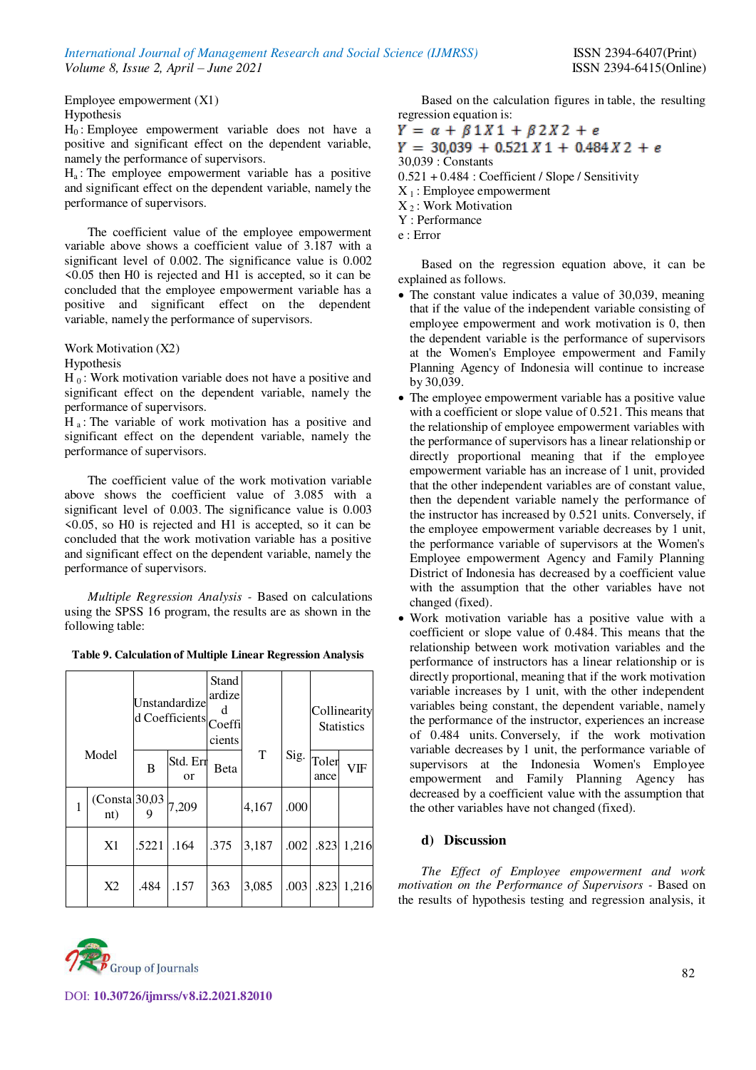Employee empowerment (X1)

Hypothesis

$H_0$ : Employee empowerment variable does not have a positive and significant effect on the dependent variable, namely the performance of supervisors.

$H_a$ : The employee empowerment variable has a positive and significant effect on the dependent variable, namely the performance of supervisors.

The coefficient value of the employee empowerment variable above shows a coefficient value of 3.187 with a significant level of 0.002. The significance value is 0.002 <0.05 then H0 is rejected and H1 is accepted, so it can be concluded that the employee empowerment variable has a positive and significant effect on the dependent variable, namely the performance of supervisors.

Work Motivation (X2)

Hypothesis

$H_0$ : Work motivation variable does not have a positive and significant effect on the dependent variable, namely the performance of supervisors.

$H_a$ : The variable of work motivation has a positive and significant effect on the dependent variable, namely the performance of supervisors.

The coefficient value of the work motivation variable above shows the coefficient value of 3.085 with a significant level of 0.003. The significance value is 0.003 <0.05, so H0 is rejected and H1 is accepted, so it can be concluded that the work motivation variable has a positive and significant effect on the dependent variable, namely the performance of supervisors.

*Multiple Regression Analysis* - Based on calculations using the SPSS 16 program, the results are as shown in the following table:

**Table 9. Calculation of Multiple Linear Regression Analysis**

| Model | | Unstandardized Coefficients | | Standardized Coefficients | T | Sig. | Collinearity Statistics | |
|---|---|---|---|---|---|---|---|---|
| | | B | Std. Error | Beta | | | Tolerance | VIF |
| 1 | (Constant) | 30,039 | 7,209 | | 4,167 | .000 | | |
| | X1 | .5221 | .164 | .375 | 3,187 | .002 | .823 | 1,216 |
| | X2 | .484 | .157 | 363 | 3,085 | .003 | .823 | 1,216 |

Based on the calculation figures in table, the resulting regression equation is:

$$Y = \alpha + \beta 1 X 1 + \beta 2 X 2 + e$$

$$Y = 30{,}039 + 0.521 X 1 + 0.484 X 2 + e$$

30,039 : Constants

0.521 + 0.484 : Coefficient / Slope / Sensitivity

$X_1$ : Employee empowerment

$X_2$ : Work Motivation

Y : Performance

e : Error

Based on the regression equation above, it can be explained as follows.

- The constant value indicates a value of 30,039, meaning that if the value of the independent variable consisting of employee empowerment and work motivation is 0, then the dependent variable is the performance of supervisors at the Women's Employee empowerment and Family Planning Agency of Indonesia will continue to increase by 30,039.
- The employee empowerment variable has a positive value with a coefficient or slope value of 0.521. This means that the relationship of employee empowerment variables with the performance of supervisors has a linear relationship or directly proportional meaning that if the employee empowerment variable has an increase of 1 unit, provided that the other independent variables are of constant value, then the dependent variable namely the performance of the instructor has increased by 0.521 units. Conversely, if the employee empowerment variable decreases by 1 unit, the performance variable of supervisors at the Women's Employee empowerment Agency and Family Planning District of Indonesia has decreased by a coefficient value with the assumption that the other variables have not changed (fixed).
- Work motivation variable has a positive value with a coefficient or slope value of 0.484. This means that the relationship between work motivation variables and the performance of instructors has a linear relationship or is directly proportional, meaning that if the work motivation variable increases by 1 unit, with the other independent variables being constant, the dependent variable, namely the performance of the instructor, experiences an increase of 0.484 units. Conversely, if the work motivation variable decreases by 1 unit, the performance variable of supervisors at the Indonesia Women's Employee empowerment and Family Planning Agency has decreased by a coefficient value with the assumption that the other variables have not changed (fixed).

### d) Discussion

*The Effect of Employee empowerment and work motivation on the Performance of Supervisors* - Based on the results of hypothesis testing and regression analysis, it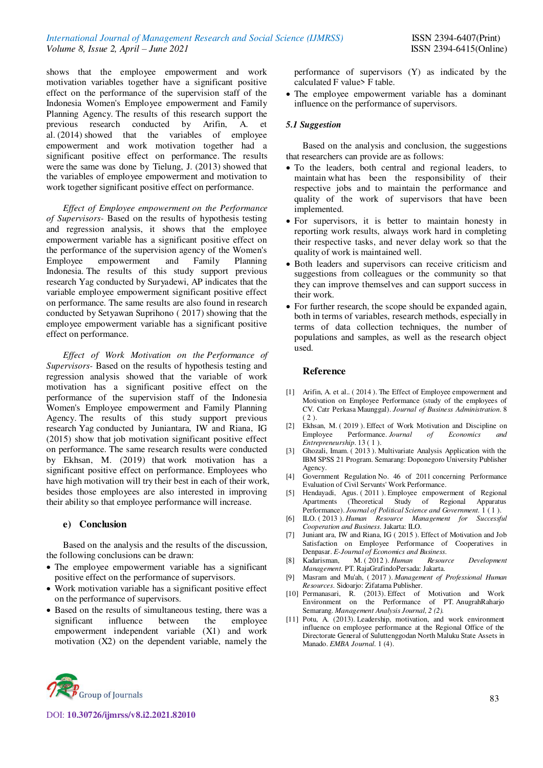shows that the employee empowerment and work motivation variables together have a significant positive effect on the performance of the supervision staff of the Indonesia Women's Employee empowerment and Family Planning Agency. The results of this research support the previous research conducted by Arifin, A. et al. (2014) showed that the variables of employee empowerment and work motivation together had a significant positive effect on performance. The results were the same was done by Tielung, J. (2013) showed that the variables of employee empowerment and motivation to work together significant positive effect on performance.

*Effect of Employee empowerment on the Performance of Supervisors*- Based on the results of hypothesis testing and regression analysis, it shows that the employee empowerment variable has a significant positive effect on the performance of the supervision agency of the Women's Employee empowerment and Family Planning Indonesia. The results of this study support previous research Yag conducted by Suryadewi, AP indicates that the variable employee empowerment significant positive effect on performance. The same results are also found in research conducted by Setyawan Suprihono ( 2017) showing that the employee empowerment variable has a significant positive effect on performance.

*Effect of Work Motivation on the Performance of Supervisors*- Based on the results of hypothesis testing and regression analysis showed that the variable of work motivation has a significant positive effect on the performance of the supervision staff of the Indonesia Women's Employee empowerment and Family Planning Agency. The results of this study support previous research Yag conducted by Juniantara, IW and Riana, IG (2015) show that job motivation significant positive effect on performance. The same research results were conducted by Ekhsan, M. (2019) that work motivation has a significant positive effect on performance. Employees who have high motivation will try their best in each of their work, besides those employees are also interested in improving their ability so that employee performance will increase.

## e) Conclusion

Based on the analysis and the results of the discussion, the following conclusions can be drawn:

- The employee empowerment variable has a significant positive effect on the performance of supervisors.
- Work motivation variable has a significant positive effect on the performance of supervisors.
- Based on the results of simultaneous testing, there was a significant influence between the employee empowerment independent variable (X1) and work motivation (X2) on the dependent variable, namely the performance of supervisors (Y) as indicated by the calculated F value> F table.
- The employee empowerment variable has a dominant influence on the performance of supervisors.

### *5.1 Suggestion*

Based on the analysis and conclusion, the suggestions that researchers can provide are as follows:

- To the leaders, both central and regional leaders, to maintain what has been the responsibility of their respective jobs and to maintain the performance and quality of the work of supervisors that have been implemented.
- For supervisors, it is better to maintain honesty in reporting work results, always work hard in completing their respective tasks, and never delay work so that the quality of work is maintained well.
- Both leaders and supervisors can receive criticism and suggestions from colleagues or the community so that they can improve themselves and can support success in their work.
- For further research, the scope should be expanded again, both in terms of variables, research methods, especially in terms of data collection techniques, the number of populations and samples, as well as the research object used.

## Reference

[1] Arifin, A. et al.. ( 2014 ). The Effect of Employee empowerment and Motivation on Employee Performance (study of the employees of CV. Catr Perkasa Maunggal). *Journal of Business Administration.* 8 ( 2 ).

[2] Ekhsan, M. ( 2019 ). Effect of Work Motivation and Discipline on Employee Performance. *Journal of Economics and Entrepreneurship.* 13 ( 1 ).

[3] Ghozali, Imam. ( 2013 ). Multivariate Analysis Application with the IBM SPSS 21 Program. Semarang: Doponegoro University Publisher Agency.

[4] Government Regulation No. 46 of 2011 concerning Performance Evaluation of Civil Servants' Work Performance.

[5] Hendayadi, Agus. ( 2011 ). Employee empowerment of Regional Apartments (Theoretical Study of Regional Apparatus Performance). *Journal of Political Science and Government.* 1 ( 1 ).

[6] ILO. ( 2013 ). *Human Resource Management for Successful Cooperation and Business.* Jakarta: ILO.

[7] Juniant ara, IW and Riana, IG ( 2015 ). Effect of Motivation and Job Satisfaction on Employee Performance of Cooperatives in Denpasar. *E-Journal of Economics and Business.*

[8] Kadarisman, M. ( 2012 ). *Human Resource Development Management.* PT. RajaGrafindoPersada: Jakarta.

[9] Masram and Mu'ah, ( 2017 ). *Management of Professional Human Resources.* Sidoarjo: Zifatama Publisher.

[10] Permanasari, R. (2013). Effect of Motivation and Work Environment on the Performance of PT. AnugrahRaharjo Semarang. *Management Analysis Journal, 2 (2).*

[11] Potu, A. (2013). Leadership, motivation, and work environment influence on employee performance at the Regional Office of the Directorate General of Suluttenggodan North Maluku State Assets in Manado. *EMBA Journal.* 1 (4).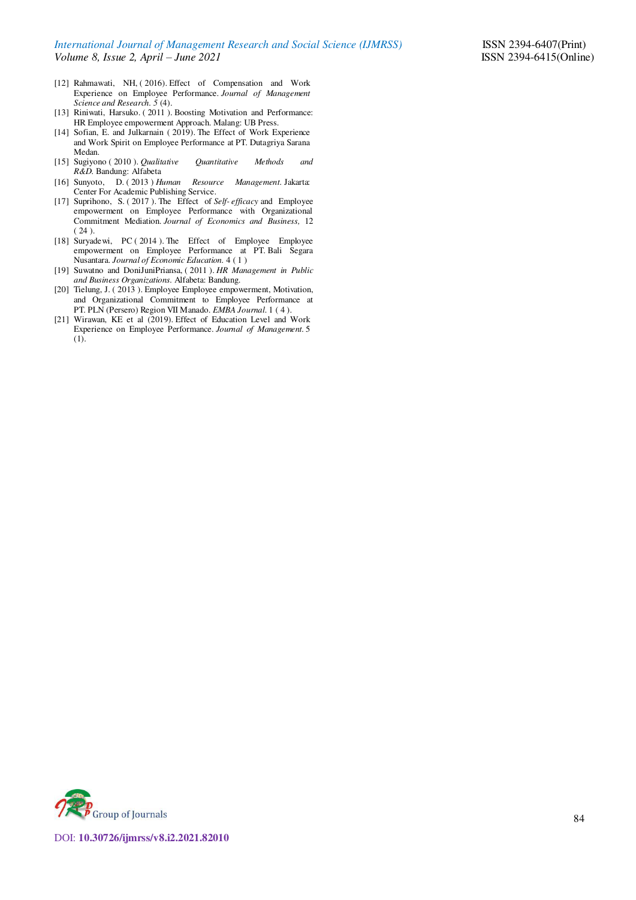[12] Rahmawati, NH, ( 2016). Effect of Compensation and Work Experience on Employee Performance. *Journal of Management Science and Research. 5* (4).

[13] Riniwati, Harsuko. ( 2011 ). Boosting Motivation and Performance: HR Employee empowerment Approach. Malang: UB Press.

[14] Sofian, E. and Julkarnain ( 2019). The Effect of Work Experience and Work Spirit on Employee Performance at PT. Dutagriya Sarana Medan.

[15] Sugiyono ( 2010 ). *Qualitative Quantitative Methods and R&D.* Bandung: Alfabeta

[16] Sunyoto, D. ( 2013 ) *Human Resource Management.* Jakarta: Center For Academic Publishing Service.

[17] Suprihono, S. ( 2017 ). The Effect of *Self- efficacy* and Employee empowerment on Employee Performance with Organizational Commitment Mediation. *Journal of Economics and Business,* 12 ( 24 ).

[18] Suryadewi, PC ( 2014 ). The Effect of Employee Employee empowerment on Employee Performance at PT. Bali Segara Nusantara. *Journal of Economic Education.* 4 ( 1 )

[19] Suwatno and DoniJuniPriansa, ( 2011 ). *HR Management in Public and Business Organizations.* Alfabeta: Bandung.

[20] Tielung, J. ( 2013 ). Employee Employee empowerment, Motivation, and Organizational Commitment to Employee Performance at PT. PLN (Persero) Region VII Manado. *EMBA Journal.* 1 ( 4 ).

[21] Wirawan, KE et al (2019). Effect of Education Level and Work Experience on Employee Performance. *Journal of Management.* 5 (1).